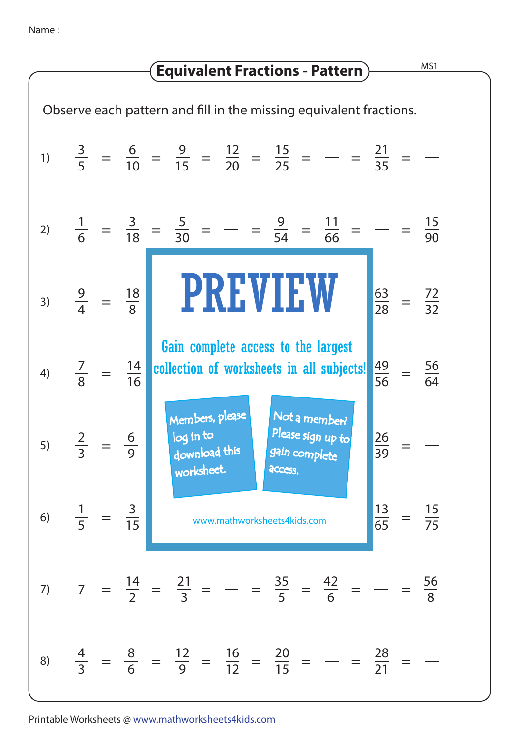Name : ____________________

# Equivalent Fractions - Pattern

MS1

Observe each pattern and fill in the missing equivalent fractions.

1) $\frac{3}{5} = \frac{6}{10} = \frac{9}{15} = \frac{12}{20} = \frac{15}{25} = \text{—} = \frac{21}{35} = \text{—}$

2) $\frac{1}{6} = \frac{3}{18} = \frac{5}{30} = \text{—} = \frac{9}{54} = \frac{11}{66} = \text{—} = \frac{15}{90}$

3) $\frac{9}{4} = \frac{18}{8}$ ... $\frac{63}{28} = \frac{72}{32}$

4) $\frac{7}{8} = \frac{14}{16}$ ... $\frac{49}{56} = \frac{56}{64}$

5) $\frac{2}{3} = \frac{6}{9}$ ... $\frac{26}{39} = \text{—}$

6) $\frac{1}{5} = \frac{3}{15}$ ... $\frac{13}{65} = \frac{15}{75}$

7) $7 = \frac{14}{2} = \frac{21}{3} = \text{—} = \frac{35}{5} = \frac{42}{6} = \text{—} = \frac{56}{8}$

8) $\frac{4}{3} = \frac{8}{6} = \frac{12}{9} = \frac{16}{12} = \frac{20}{15} = \text{—} = \frac{28}{21} = \text{—}$

**PREVIEW**

Gain complete access to the largest collection of worksheets in all subjects!

Members, please log in to download this worksheet.

Not a member? Please sign up to gain complete access.

www.mathworksheets4kids.com

Printable Worksheets @ www.mathworksheets4kids.com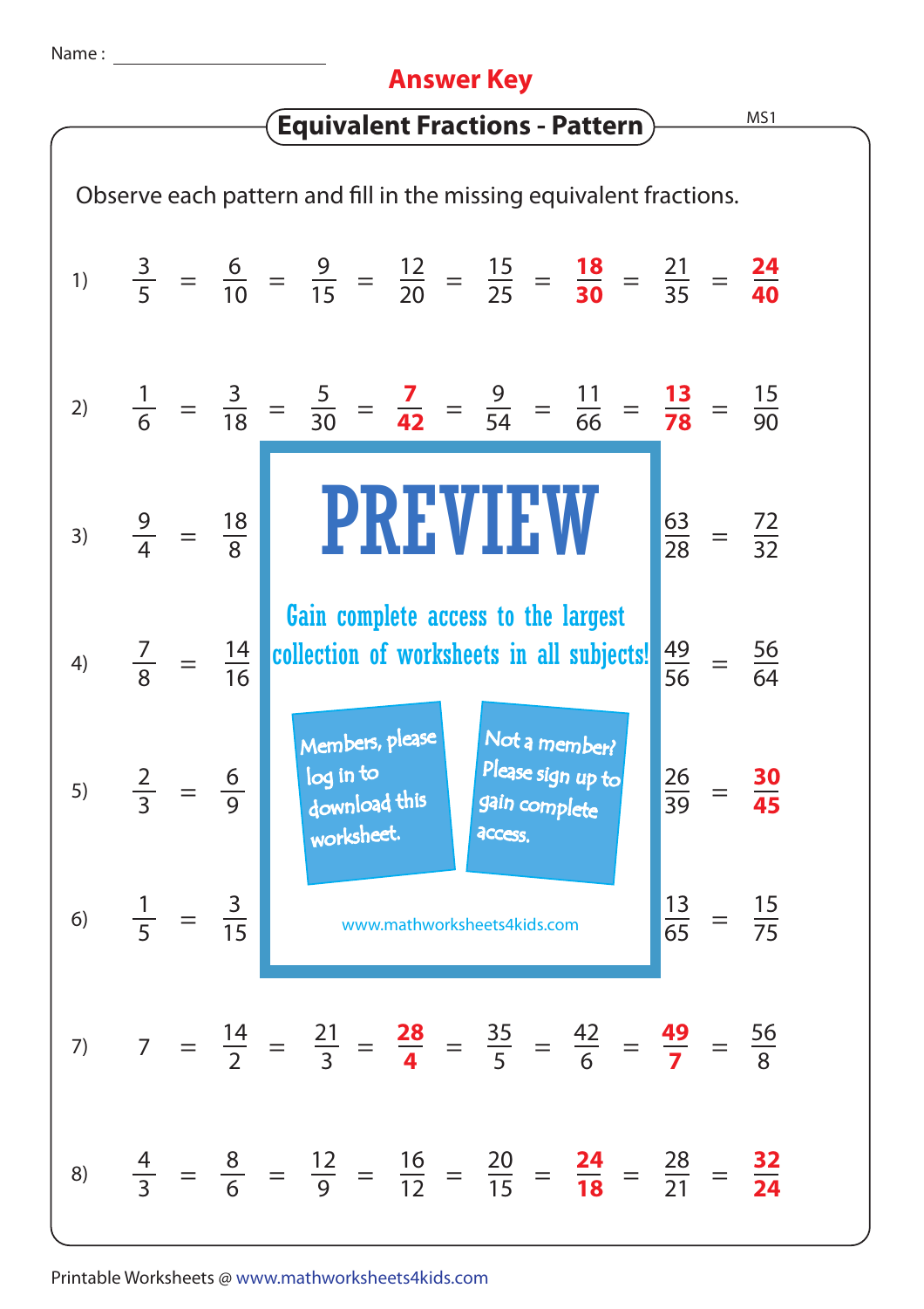Name : ______________________

**Answer Key**

## Equivalent Fractions - Pattern

MS1

Observe each pattern and fill in the missing equivalent fractions.

1) $\frac{3}{5} = \frac{6}{10} = \frac{9}{15} = \frac{12}{20} = \frac{15}{25} = \frac{18}{30} = \frac{21}{35} = \frac{24}{40}$

2) $\frac{1}{6} = \frac{3}{18} = \frac{5}{30} = \frac{7}{42} = \frac{9}{54} = \frac{11}{66} = \frac{13}{78} = \frac{15}{90}$

3) $\frac{9}{4} = \frac{18}{8}$ ... $\frac{63}{28} = \frac{72}{32}$

4) $\frac{7}{8} = \frac{14}{16}$ ... $\frac{49}{56} = \frac{56}{64}$

5) $\frac{2}{3} = \frac{6}{9}$ ... $\frac{26}{39} = \frac{30}{45}$

6) $\frac{1}{5} = \frac{3}{15}$ ... $\frac{13}{65} = \frac{15}{75}$

7) $7 = \frac{14}{2} = \frac{21}{3} = \frac{28}{4} = \frac{35}{5} = \frac{42}{6} = \frac{49}{7} = \frac{56}{8}$

8) $\frac{4}{3} = \frac{8}{6} = \frac{12}{9} = \frac{16}{12} = \frac{20}{15} = \frac{24}{18} = \frac{28}{21} = \frac{32}{24}$

**PREVIEW**

Gain complete access to the largest collection of worksheets in all subjects!

Members, please log in to download this worksheet.

Not a member? Please sign up to gain complete access.

www.mathworksheets4kids.com

Printable Worksheets @ www.mathworksheets4kids.com